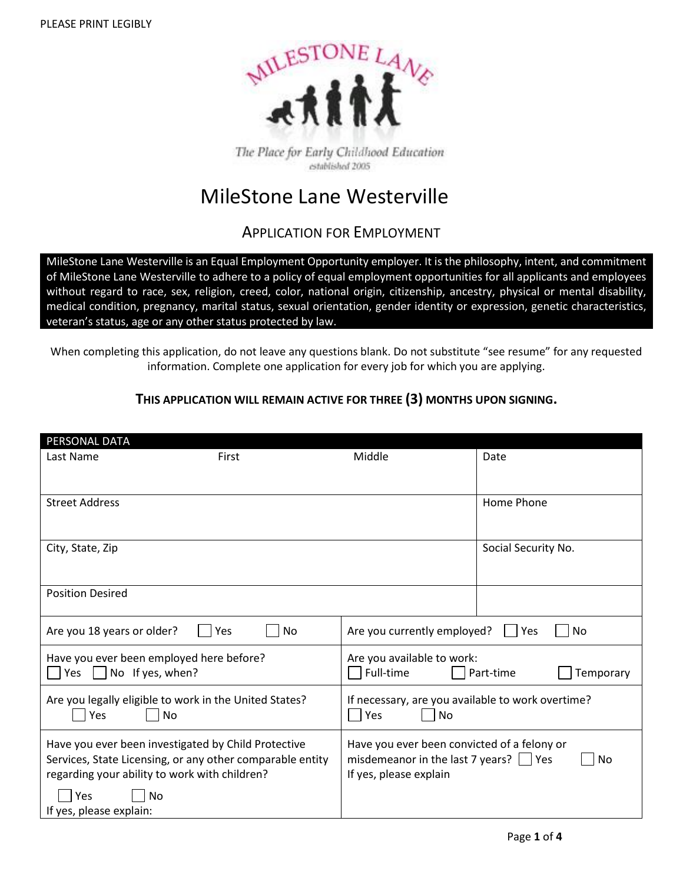PLEASE PRINT LEGIBLY

MILESTONE LANE

*The Place for Early Childhood Education*
established 2005

# MileStone Lane Westerville

## APPLICATION FOR EMPLOYMENT

MileStone Lane Westerville is an Equal Employment Opportunity employer. It is the philosophy, intent, and commitment of MileStone Lane Westerville to adhere to a policy of equal employment opportunities for all applicants and employees without regard to race, sex, religion, creed, color, national origin, citizenship, ancestry, physical or mental disability, medical condition, pregnancy, marital status, sexual orientation, gender identity or expression, genetic characteristics, veteran's status, age or any other status protected by law.

When completing this application, do not leave any questions blank. Do not substitute "see resume" for any requested information. Complete one application for every job for which you are applying.

**THIS APPLICATION WILL REMAIN ACTIVE FOR THREE (3) MONTHS UPON SIGNING.**

| PERSONAL DATA | | | |
|---|---|---|---|
| Last Name | First | Middle | Date |
| Street Address | | | Home Phone |
| City, State, Zip | | | Social Security No. |
| Position Desired | | | |

| | |
|---|---|
| Are you 18 years or older? ☐ Yes ☐ No | Are you currently employed? ☐ Yes ☐ No |
| Have you ever been employed here before? ☐ Yes ☐ No If yes, when? | Are you available to work: ☐ Full-time ☐ Part-time ☐ Temporary |
| Are you legally eligible to work in the United States? ☐ Yes ☐ No | If necessary, are you available to work overtime? ☐ Yes ☐ No |
| Have you ever been investigated by Child Protective Services, State Licensing, or any other comparable entity regarding your ability to work with children? ☐ Yes ☐ No If yes, please explain: | Have you ever been convicted of a felony or misdemeanor in the last 7 years? ☐ Yes ☐ No If yes, please explain |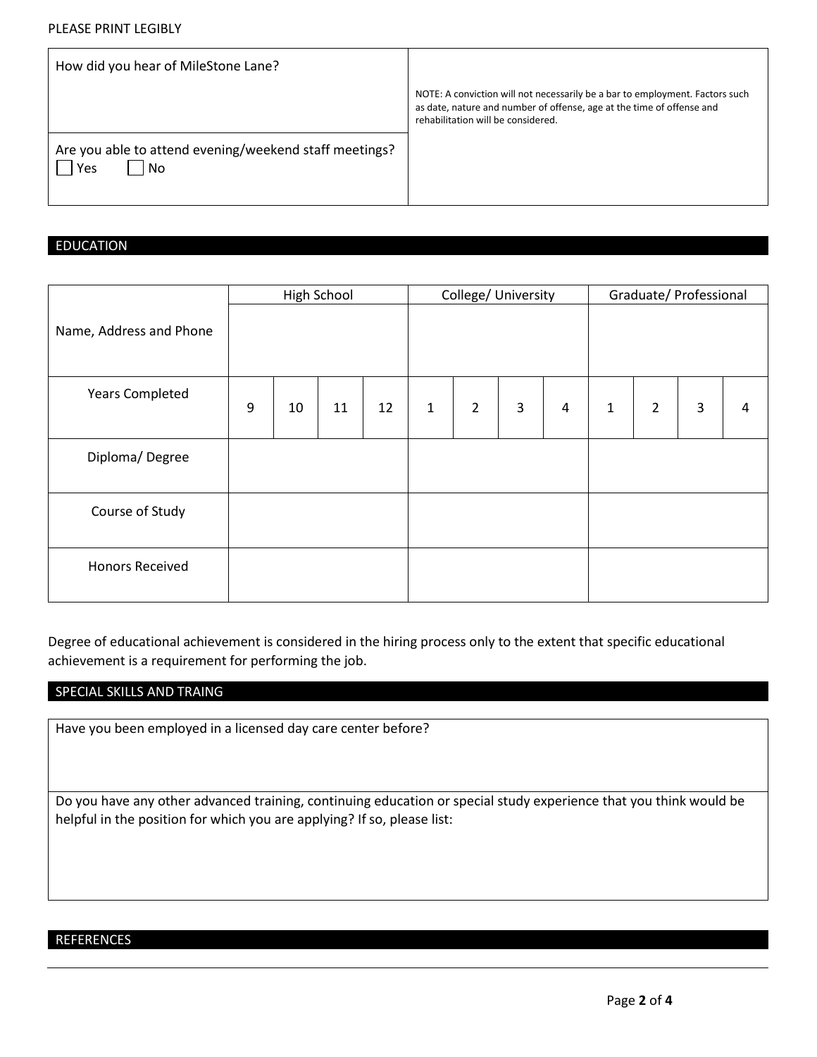PLEASE PRINT LEGIBLY

| How did you hear of MileStone Lane? | NOTE: A conviction will not necessarily be a bar to employment. Factors such as date, nature and number of offense, age at the time of offense and rehabilitation will be considered. |
|---|---|
| Are you able to attend evening/weekend staff meetings? ☐ Yes ☐ No | |

## EDUCATION

| | High School | | | | College/ University | | | | Graduate/ Professional | | | |
|---|---|---|---|---|---|---|---|---|---|---|---|---|
| Name, Address and Phone | | | | | | | | | | | | |
| Years Completed | 9 | 10 | 11 | 12 | 1 | 2 | 3 | 4 | 1 | 2 | 3 | 4 |
| Diploma/ Degree | | | | | | | | | | | | |
| Course of Study | | | | | | | | | | | | |
| Honors Received | | | | | | | | | | | | |

Degree of educational achievement is considered in the hiring process only to the extent that specific educational achievement is a requirement for performing the job.

## SPECIAL SKILLS AND TRAING

Have you been employed in a licensed day care center before?

Do you have any other advanced training, continuing education or special study experience that you think would be helpful in the position for which you are applying? If so, please list:

## REFERENCES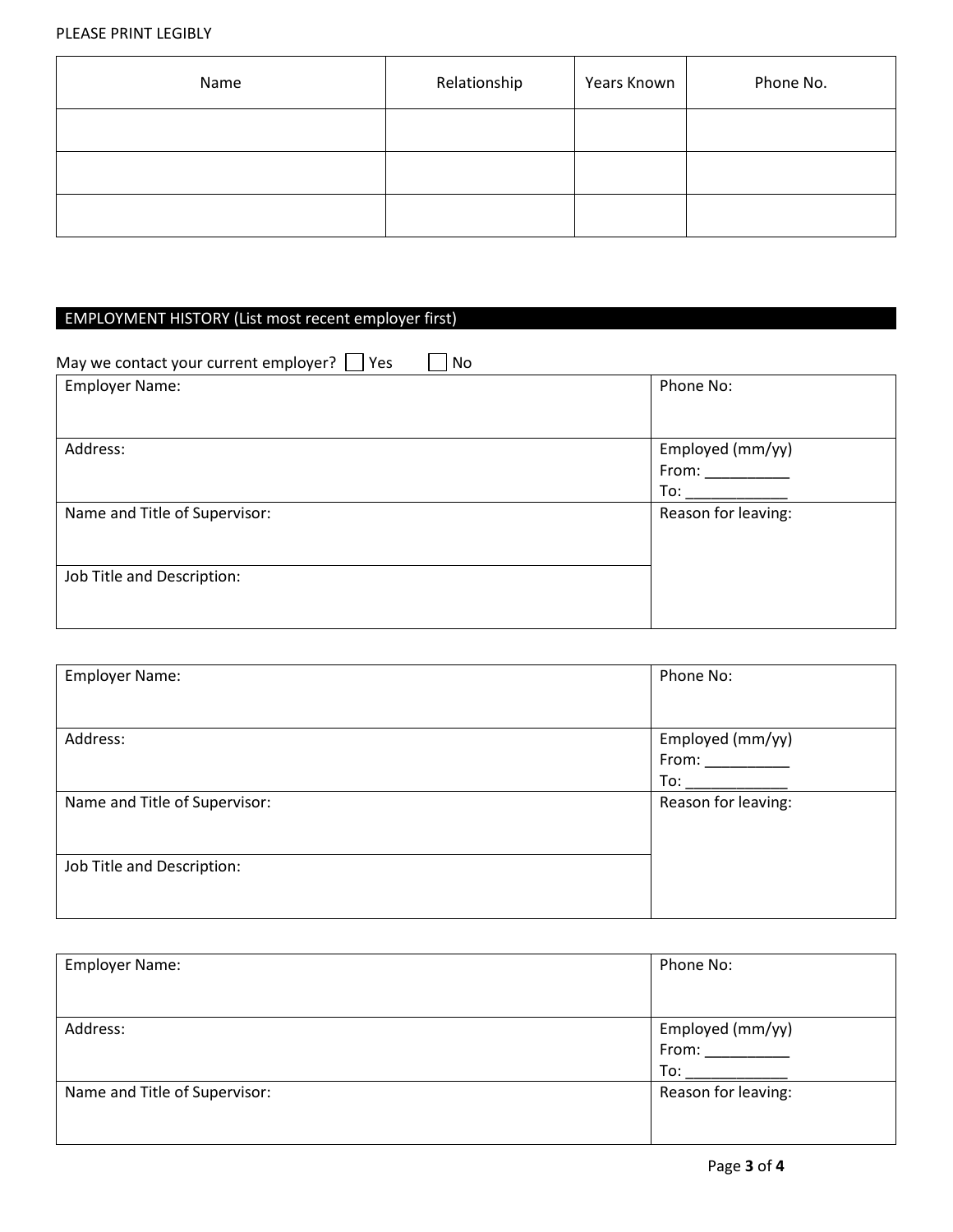PLEASE PRINT LEGIBLY

| Name | Relationship | Years Known | Phone No. |
|---|---|---|---|
| | | | |
| | | | |
| | | | |

## EMPLOYMENT HISTORY (List most recent employer first)

May we contact your current employer? ☐ Yes ☐ No

| Employer Name: | Phone No: |
|---|---|
| Address: | Employed (mm/yy)<br>From: __________<br>To: ____________ |
| Name and Title of Supervisor: | Reason for leaving: |
| Job Title and Description: | |

| Employer Name: | Phone No: |
|---|---|
| Address: | Employed (mm/yy)<br>From: __________<br>To: ____________ |
| Name and Title of Supervisor: | Reason for leaving: |
| Job Title and Description: | |

| Employer Name: | Phone No: |
|---|---|
| Address: | Employed (mm/yy)<br>From: __________<br>To: ____________ |
| Name and Title of Supervisor: | Reason for leaving: |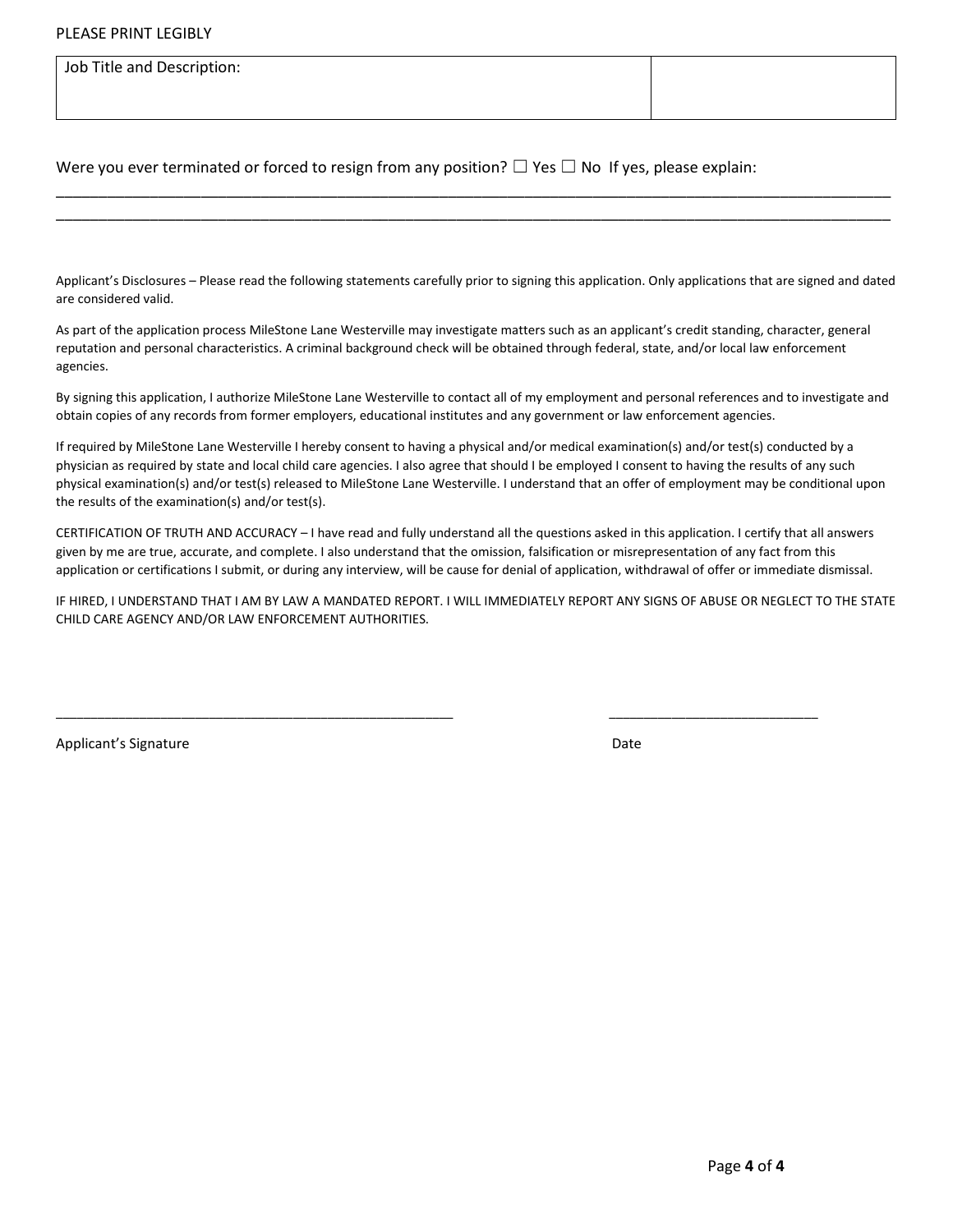PLEASE PRINT LEGIBLY

| Job Title and Description: | |
|---|---|

Were you ever terminated or forced to resign from any position? ☐ Yes ☐ No If yes, please explain:

\_\_\_\_\_\_\_\_\_\_\_\_\_\_\_\_\_\_\_\_\_\_\_\_\_\_\_\_\_\_\_\_\_\_\_\_\_\_\_\_\_\_\_\_\_\_\_\_\_\_\_\_\_\_\_\_\_\_\_\_\_\_\_\_\_\_\_\_\_\_\_\_\_\_\_\_\_\_\_\_\_\_\_\_\_\_\_\_\_\_\_\_\_\_\_\_\_\_\_\_

\_\_\_\_\_\_\_\_\_\_\_\_\_\_\_\_\_\_\_\_\_\_\_\_\_\_\_\_\_\_\_\_\_\_\_\_\_\_\_\_\_\_\_\_\_\_\_\_\_\_\_\_\_\_\_\_\_\_\_\_\_\_\_\_\_\_\_\_\_\_\_\_\_\_\_\_\_\_\_\_\_\_\_\_\_\_\_\_\_\_\_\_\_\_\_\_\_\_\_\_

Applicant's Disclosures – Please read the following statements carefully prior to signing this application. Only applications that are signed and dated are considered valid.

As part of the application process MileStone Lane Westerville may investigate matters such as an applicant's credit standing, character, general reputation and personal characteristics. A criminal background check will be obtained through federal, state, and/or local law enforcement agencies.

By signing this application, I authorize MileStone Lane Westerville to contact all of my employment and personal references and to investigate and obtain copies of any records from former employers, educational institutes and any government or law enforcement agencies.

If required by MileStone Lane Westerville I hereby consent to having a physical and/or medical examination(s) and/or test(s) conducted by a physician as required by state and local child care agencies. I also agree that should I be employed I consent to having the results of any such physical examination(s) and/or test(s) released to MileStone Lane Westerville. I understand that an offer of employment may be conditional upon the results of the examination(s) and/or test(s).

CERTIFICATION OF TRUTH AND ACCURACY – I have read and fully understand all the questions asked in this application. I certify that all answers given by me are true, accurate, and complete. I also understand that the omission, falsification or misrepresentation of any fact from this application or certifications I submit, or during any interview, will be cause for denial of application, withdrawal of offer or immediate dismissal.

IF HIRED, I UNDERSTAND THAT I AM BY LAW A MANDATED REPORT. I WILL IMMEDIATELY REPORT ANY SIGNS OF ABUSE OR NEGLECT TO THE STATE CHILD CARE AGENCY AND/OR LAW ENFORCEMENT AUTHORITIES.

\_\_\_\_\_\_\_\_\_\_\_\_\_\_\_\_\_\_\_\_\_\_\_\_\_\_\_\_\_\_\_\_\_\_\_\_\_\_\_\_\_\_\_\_\_\_\_\_ \_\_\_\_\_\_\_\_\_\_\_\_\_\_\_\_\_\_\_\_\_\_\_\_\_\_\_\_

Applicant's Signature Date